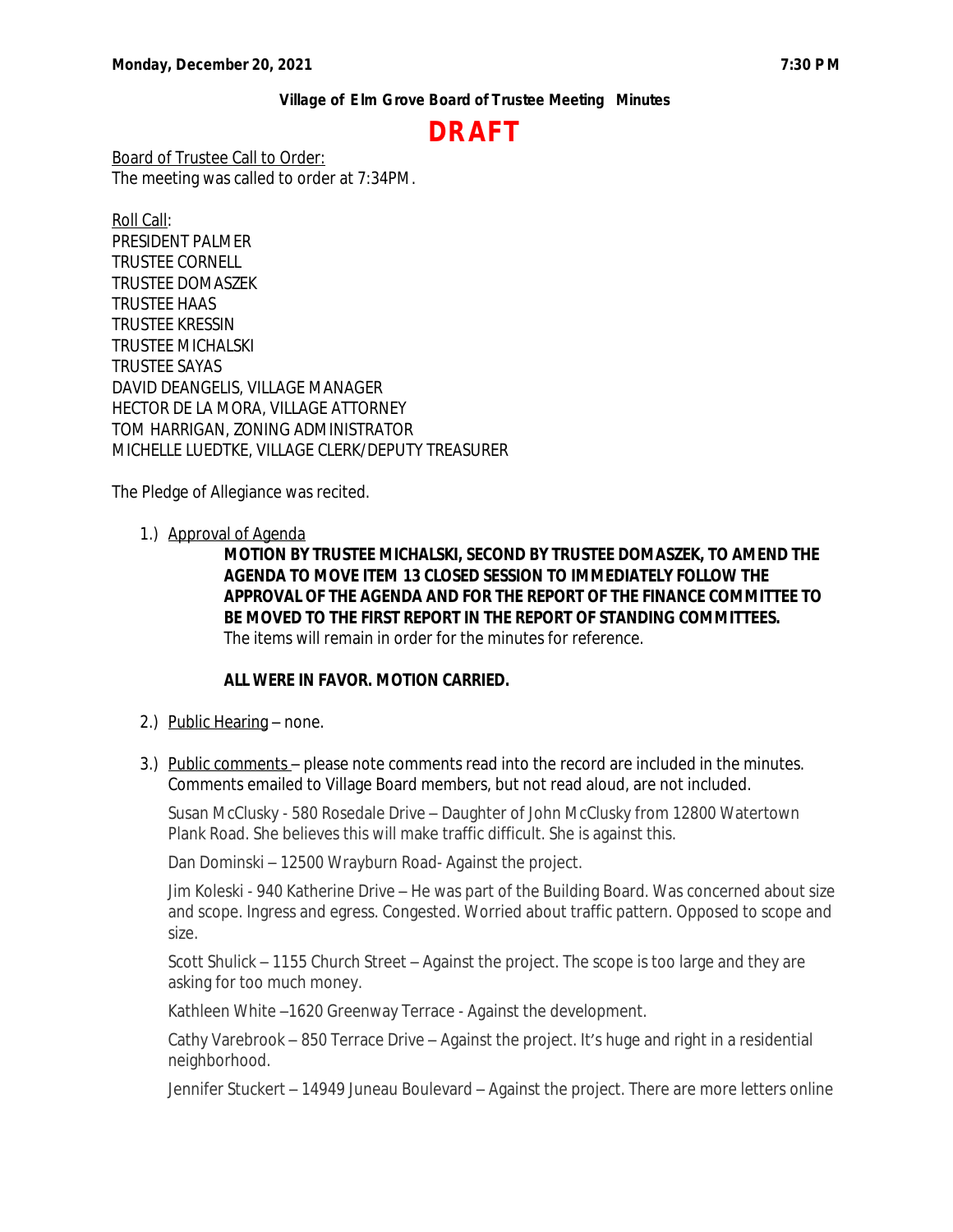**Monday, December 20, 2021** **7:30 PM**

**Village of Elm Grove Board of Trustee Meeting Minutes**

# DRAFT

Board of Trustee Call to Order:
The meeting was called to order at 7:34PM.

Roll Call:
PRESIDENT PALMER
TRUSTEE CORNELL
TRUSTEE DOMASZEK
TRUSTEE HAAS
TRUSTEE KRESSIN
TRUSTEE MICHALSKI
TRUSTEE SAYAS
DAVID DEANGELIS, VILLAGE MANAGER
HECTOR DE LA MORA, VILLAGE ATTORNEY
TOM HARRIGAN, ZONING ADMINISTRATOR
MICHELLE LUEDTKE, VILLAGE CLERK/DEPUTY TREASURER

The Pledge of Allegiance was recited.

1.) Approval of Agenda

**MOTION BY TRUSTEE MICHALSKI, SECOND BY TRUSTEE DOMASZEK, TO AMEND THE AGENDA TO MOVE ITEM 13 CLOSED SESSION TO IMMEDIATELY FOLLOW THE APPROVAL OF THE AGENDA AND FOR THE REPORT OF THE FINANCE COMMITTEE TO BE MOVED TO THE FIRST REPORT IN THE REPORT OF STANDING COMMITTEES.**
The items will remain in order for the minutes for reference.

**ALL WERE IN FAVOR. MOTION CARRIED.**

2.) Public Hearing – none.

3.) Public comments – please note comments read into the record are included in the minutes. Comments emailed to Village Board members, but not read aloud, are not included.

Susan McClusky - 580 Rosedale Drive – Daughter of John McClusky from 12800 Watertown Plank Road. She believes this will make traffic difficult. She is against this.

Dan Dominski – 12500 Wrayburn Road- Against the project.

Jim Koleski - 940 Katherine Drive – He was part of the Building Board. Was concerned about size and scope. Ingress and egress. Congested. Worried about traffic pattern. Opposed to scope and size.

Scott Shulick – 1155 Church Street – Against the project. The scope is too large and they are asking for too much money.

Kathleen White –1620 Greenway Terrace - Against the development.

Cathy Varebrook – 850 Terrace Drive – Against the project. It's huge and right in a residential neighborhood.

Jennifer Stuckert – 14949 Juneau Boulevard – Against the project. There are more letters online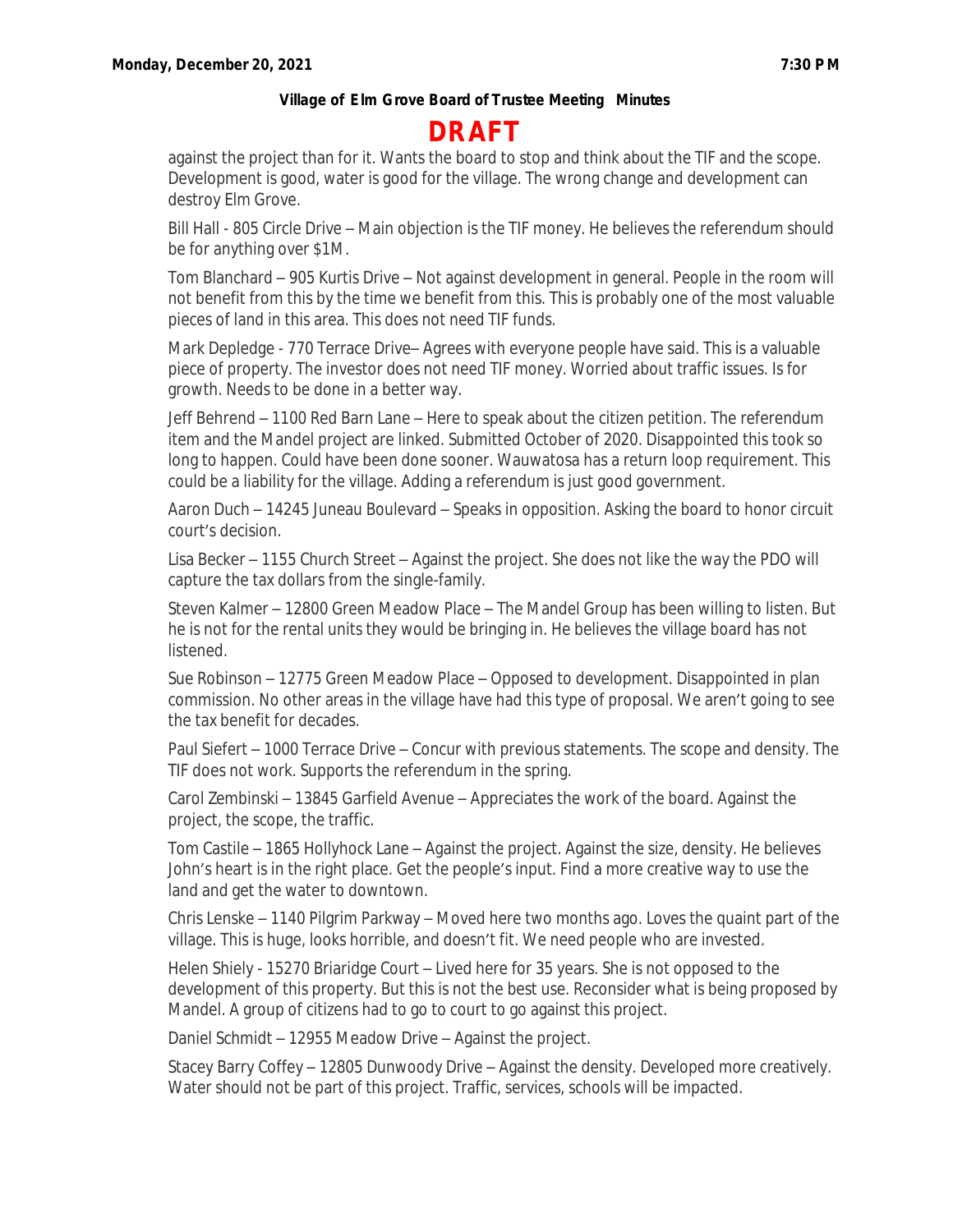**DRAFT**

against the project than for it. Wants the board to stop and think about the TIF and the scope. Development is good, water is good for the village. The wrong change and development can destroy Elm Grove.

Bill Hall - 805 Circle Drive – Main objection is the TIF money. He believes the referendum should be for anything over $1M.

Tom Blanchard – 905 Kurtis Drive – Not against development in general. People in the room will not benefit from this by the time we benefit from this. This is probably one of the most valuable pieces of land in this area. This does not need TIF funds.

Mark Depledge - 770 Terrace Drive– Agrees with everyone people have said. This is a valuable piece of property. The investor does not need TIF money. Worried about traffic issues. Is for growth. Needs to be done in a better way.

Jeff Behrend – 1100 Red Barn Lane – Here to speak about the citizen petition. The referendum item and the Mandel project are linked. Submitted October of 2020. Disappointed this took so long to happen. Could have been done sooner. Wauwatosa has a return loop requirement. This could be a liability for the village. Adding a referendum is just good government.

Aaron Duch – 14245 Juneau Boulevard – Speaks in opposition. Asking the board to honor circuit court's decision.

Lisa Becker – 1155 Church Street – Against the project. She does not like the way the PDO will capture the tax dollars from the single-family.

Steven Kalmer – 12800 Green Meadow Place – The Mandel Group has been willing to listen. But he is not for the rental units they would be bringing in. He believes the village board has not listened.

Sue Robinson – 12775 Green Meadow Place – Opposed to development. Disappointed in plan commission. No other areas in the village have had this type of proposal. We aren't going to see the tax benefit for decades.

Paul Siefert – 1000 Terrace Drive – Concur with previous statements. The scope and density. The TIF does not work. Supports the referendum in the spring.

Carol Zembinski – 13845 Garfield Avenue – Appreciates the work of the board. Against the project, the scope, the traffic.

Tom Castile – 1865 Hollyhock Lane – Against the project. Against the size, density. He believes John's heart is in the right place. Get the people's input. Find a more creative way to use the land and get the water to downtown.

Chris Lenske – 1140 Pilgrim Parkway – Moved here two months ago. Loves the quaint part of the village. This is huge, looks horrible, and doesn't fit. We need people who are invested.

Helen Shiely - 15270 Briaridge Court – Lived here for 35 years. She is not opposed to the development of this property. But this is not the best use. Reconsider what is being proposed by Mandel. A group of citizens had to go to court to go against this project.

Daniel Schmidt – 12955 Meadow Drive – Against the project.

Stacey Barry Coffey – 12805 Dunwoody Drive – Against the density. Developed more creatively. Water should not be part of this project. Traffic, services, schools will be impacted.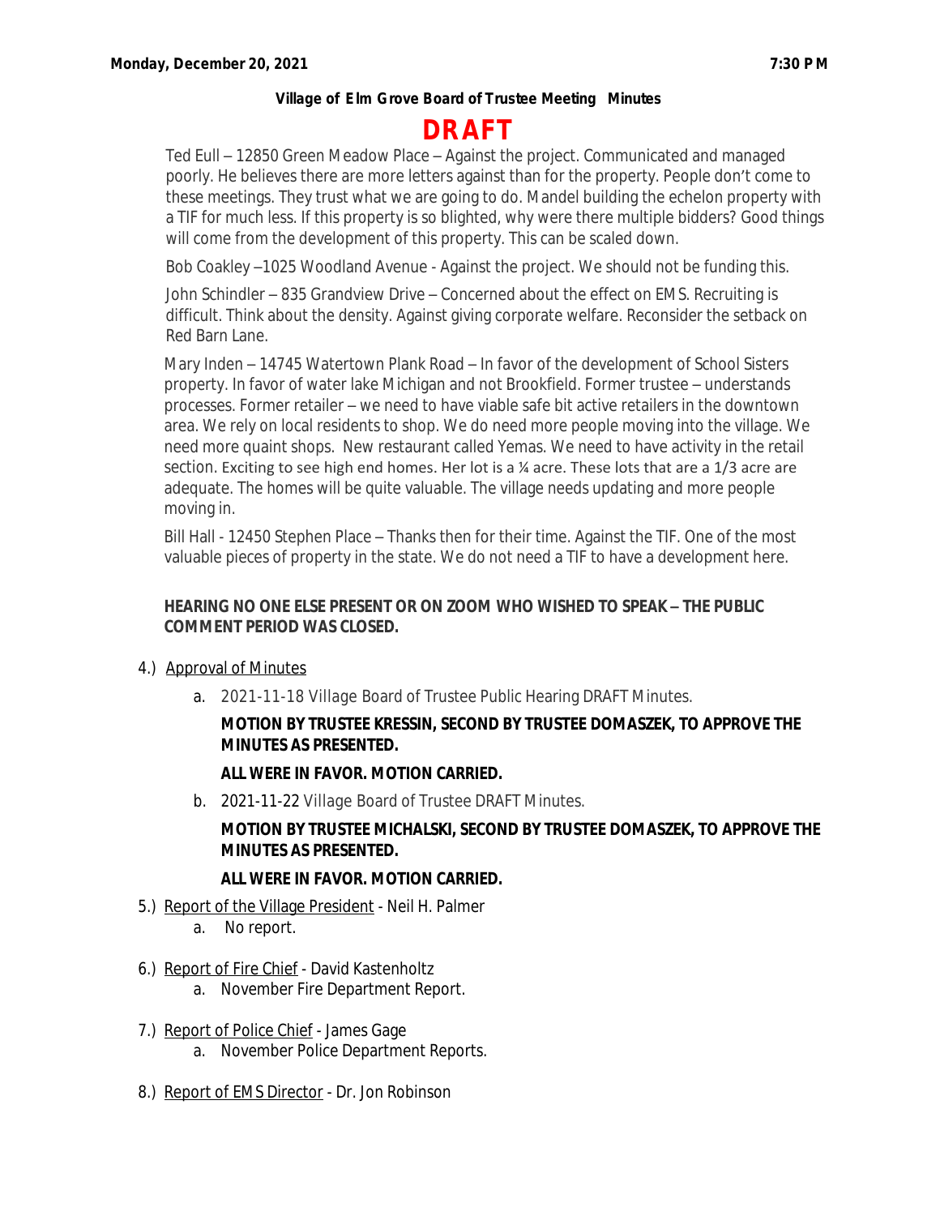**Village of Elm Grove Board of Trustee Meeting Minutes**

# DRAFT

Ted Eull – 12850 Green Meadow Place – Against the project. Communicated and managed poorly. He believes there are more letters against than for the property. People don't come to these meetings. They trust what we are going to do. Mandel building the echelon property with a TIF for much less. If this property is so blighted, why were there multiple bidders? Good things will come from the development of this property. This can be scaled down.

Bob Coakley –1025 Woodland Avenue - Against the project. We should not be funding this.

John Schindler – 835 Grandview Drive – Concerned about the effect on EMS. Recruiting is difficult. Think about the density. Against giving corporate welfare. Reconsider the setback on Red Barn Lane.

Mary Inden – 14745 Watertown Plank Road – In favor of the development of School Sisters property. In favor of water lake Michigan and not Brookfield. Former trustee – understands processes. Former retailer – we need to have viable safe bit active retailers in the downtown area. We rely on local residents to shop. We do need more people moving into the village. We need more quaint shops. New restaurant called Yemas. We need to have activity in the retail section. Exciting to see high end homes. Her lot is a ¼ acre. These lots that are a 1/3 acre are adequate. The homes will be quite valuable. The village needs updating and more people moving in.

Bill Hall - 12450 Stephen Place – Thanks then for their time. Against the TIF. One of the most valuable pieces of property in the state. We do not need a TIF to have a development here.

**HEARING NO ONE ELSE PRESENT OR ON ZOOM WHO WISHED TO SPEAK – THE PUBLIC COMMENT PERIOD WAS CLOSED.**

4.) Approval of Minutes

   a. 2021-11-18 Village Board of Trustee Public Hearing DRAFT Minutes.

   **MOTION BY TRUSTEE KRESSIN, SECOND BY TRUSTEE DOMASZEK, TO APPROVE THE MINUTES AS PRESENTED.**

   **ALL WERE IN FAVOR. MOTION CARRIED.**

   b. 2021-11-22 Village Board of Trustee DRAFT Minutes.

   **MOTION BY TRUSTEE MICHALSKI, SECOND BY TRUSTEE DOMASZEK, TO APPROVE THE MINUTES AS PRESENTED.**

   **ALL WERE IN FAVOR. MOTION CARRIED.**

5.) Report of the Village President - Neil H. Palmer

   a. No report.

6.) Report of Fire Chief - David Kastenholtz

   a. November Fire Department Report.

7.) Report of Police Chief - James Gage

   a. November Police Department Reports.

8.) Report of EMS Director - Dr. Jon Robinson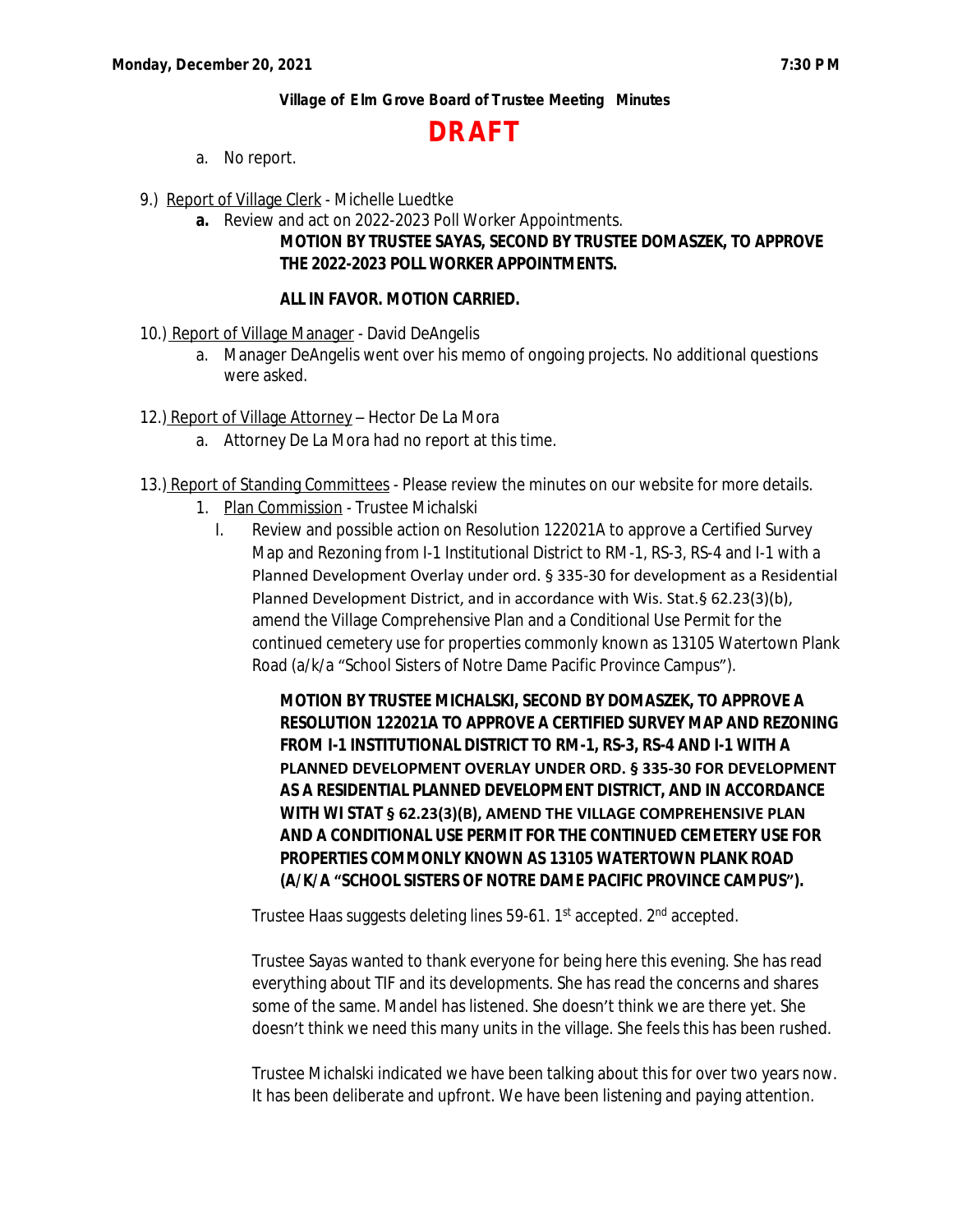**Village of Elm Grove Board of Trustee Meeting Minutes**

# DRAFT

a. No report.

9.) Report of Village Clerk - Michelle Luedtke

**a.** Review and act on 2022-2023 Poll Worker Appointments.

**MOTION BY TRUSTEE SAYAS, SECOND BY TRUSTEE DOMASZEK, TO APPROVE THE 2022-2023 POLL WORKER APPOINTMENTS.**

**ALL IN FAVOR. MOTION CARRIED.**

10.) Report of Village Manager - David DeAngelis

a. Manager DeAngelis went over his memo of ongoing projects. No additional questions were asked.

12.) Report of Village Attorney – Hector De La Mora

a. Attorney De La Mora had no report at this time.

13.) Report of Standing Committees - Please review the minutes on our website for more details.

1. Plan Commission - Trustee Michalski

I. Review and possible action on Resolution 122021A to approve a Certified Survey Map and Rezoning from I-1 Institutional District to RM-1, RS-3, RS-4 and I-1 with a Planned Development Overlay under ord. § 335-30 for development as a Residential Planned Development District, and in accordance with Wis. Stat.§ 62.23(3)(b), amend the Village Comprehensive Plan and a Conditional Use Permit for the continued cemetery use for properties commonly known as 13105 Watertown Plank Road (a/k/a "School Sisters of Notre Dame Pacific Province Campus").

**MOTION BY TRUSTEE MICHALSKI, SECOND BY DOMASZEK, TO APPROVE A RESOLUTION 122021A TO APPROVE A CERTIFIED SURVEY MAP AND REZONING FROM I-1 INSTITUTIONAL DISTRICT TO RM-1, RS-3, RS-4 AND I-1 WITH A PLANNED DEVELOPMENT OVERLAY UNDER ORD. § 335-30 FOR DEVELOPMENT AS A RESIDENTIAL PLANNED DEVELOPMENT DISTRICT, AND IN ACCORDANCE WITH WI STAT § 62.23(3)(B), AMEND THE VILLAGE COMPREHENSIVE PLAN AND A CONDITIONAL USE PERMIT FOR THE CONTINUED CEMETERY USE FOR PROPERTIES COMMONLY KNOWN AS 13105 WATERTOWN PLANK ROAD (A/K/A "SCHOOL SISTERS OF NOTRE DAME PACIFIC PROVINCE CAMPUS").**

Trustee Haas suggests deleting lines 59-61. 1st accepted. 2nd accepted.

Trustee Sayas wanted to thank everyone for being here this evening. She has read everything about TIF and its developments. She has read the concerns and shares some of the same. Mandel has listened. She doesn't think we are there yet. She doesn't think we need this many units in the village. She feels this has been rushed.

Trustee Michalski indicated we have been talking about this for over two years now. It has been deliberate and upfront. We have been listening and paying attention.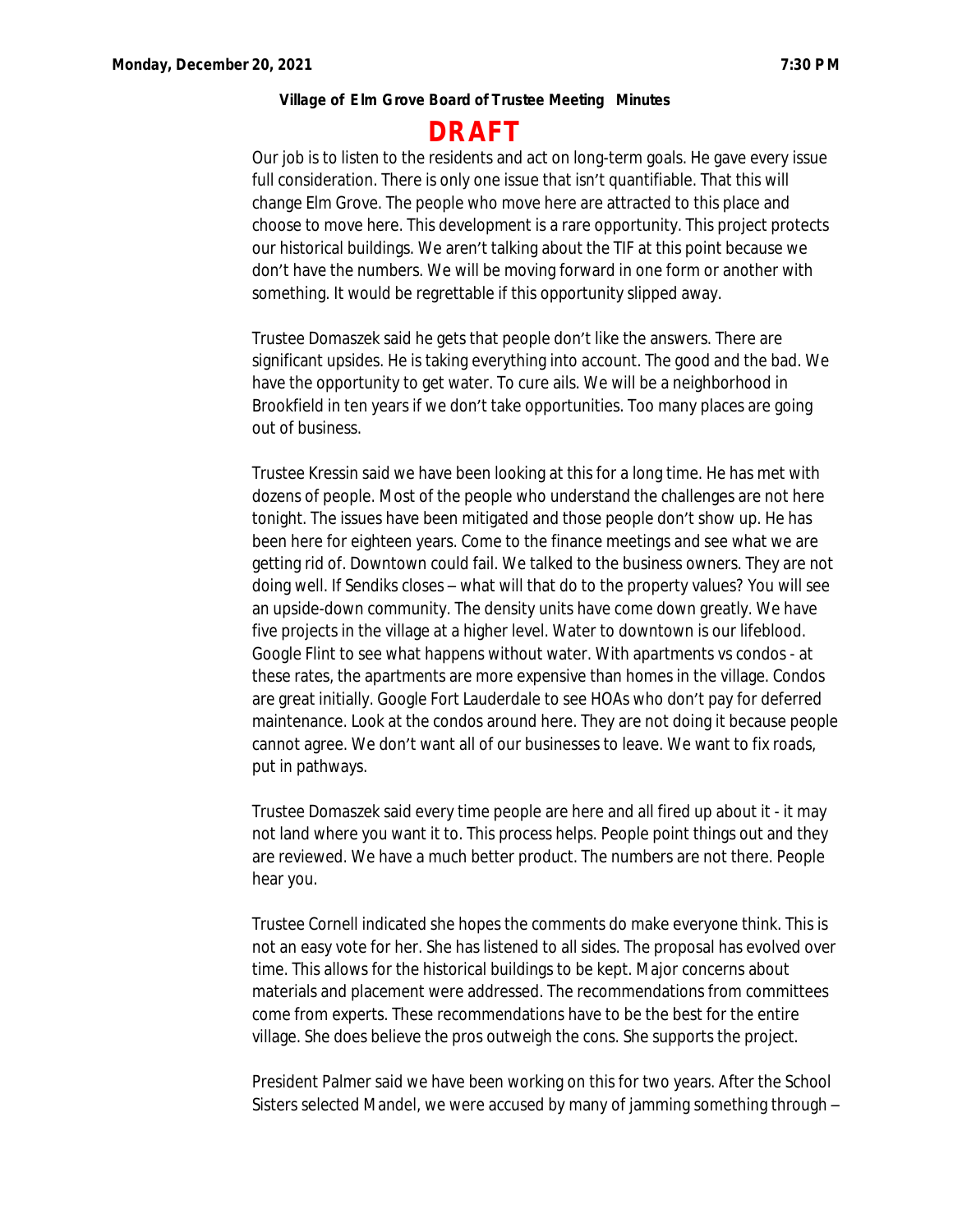**Village of Elm Grove Board of Trustee Meeting Minutes**

# DRAFT

Our job is to listen to the residents and act on long-term goals. He gave every issue full consideration. There is only one issue that isn't quantifiable. That this will change Elm Grove. The people who move here are attracted to this place and choose to move here. This development is a rare opportunity. This project protects our historical buildings. We aren't talking about the TIF at this point because we don't have the numbers. We will be moving forward in one form or another with something. It would be regrettable if this opportunity slipped away.

Trustee Domaszek said he gets that people don't like the answers. There are significant upsides. He is taking everything into account. The good and the bad. We have the opportunity to get water. To cure ails. We will be a neighborhood in Brookfield in ten years if we don't take opportunities. Too many places are going out of business.

Trustee Kressin said we have been looking at this for a long time. He has met with dozens of people. Most of the people who understand the challenges are not here tonight. The issues have been mitigated and those people don't show up. He has been here for eighteen years. Come to the finance meetings and see what we are getting rid of. Downtown could fail. We talked to the business owners. They are not doing well. If Sendiks closes – what will that do to the property values? You will see an upside-down community. The density units have come down greatly. We have five projects in the village at a higher level. Water to downtown is our lifeblood. Google Flint to see what happens without water. With apartments vs condos - at these rates, the apartments are more expensive than homes in the village. Condos are great initially. Google Fort Lauderdale to see HOAs who don't pay for deferred maintenance. Look at the condos around here. They are not doing it because people cannot agree. We don't want all of our businesses to leave. We want to fix roads, put in pathways.

Trustee Domaszek said every time people are here and all fired up about it - it may not land where you want it to. This process helps. People point things out and they are reviewed. We have a much better product. The numbers are not there. People hear you.

Trustee Cornell indicated she hopes the comments do make everyone think. This is not an easy vote for her. She has listened to all sides. The proposal has evolved over time. This allows for the historical buildings to be kept. Major concerns about materials and placement were addressed. The recommendations from committees come from experts. These recommendations have to be the best for the entire village. She does believe the pros outweigh the cons. She supports the project.

President Palmer said we have been working on this for two years. After the School Sisters selected Mandel, we were accused by many of jamming something through –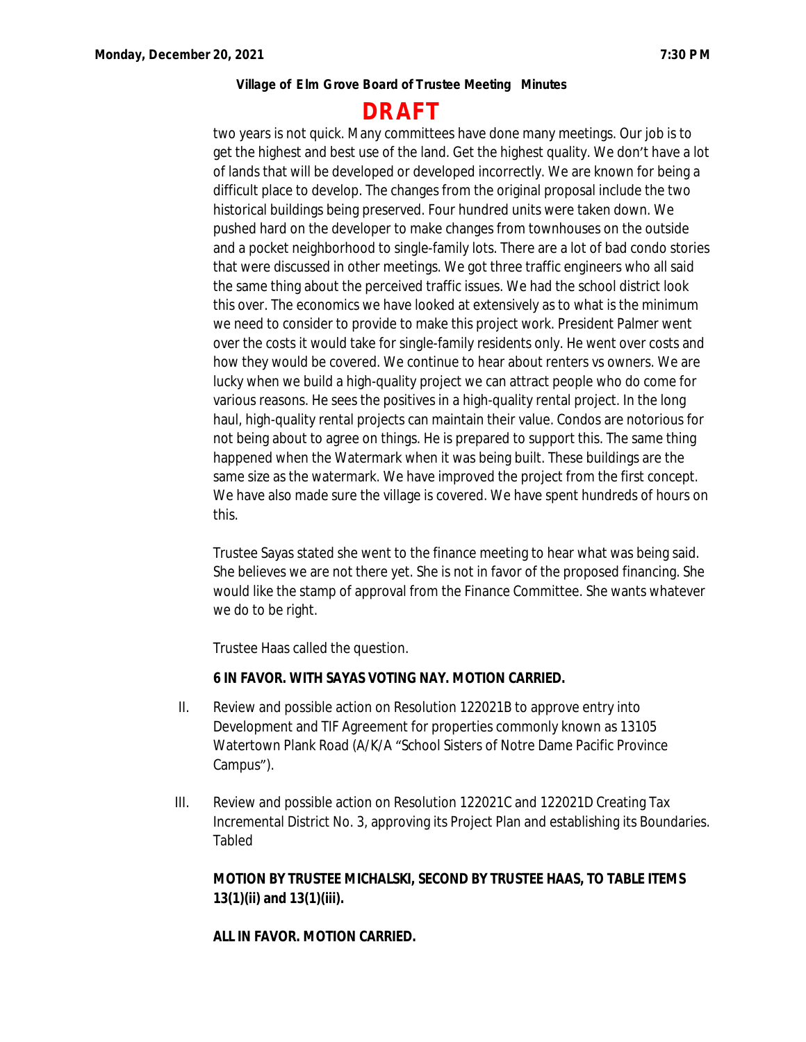two years is not quick. Many committees have done many meetings. Our job is to get the highest and best use of the land. Get the highest quality. We don't have a lot of lands that will be developed or developed incorrectly. We are known for being a difficult place to develop. The changes from the original proposal include the two historical buildings being preserved. Four hundred units were taken down. We pushed hard on the developer to make changes from townhouses on the outside and a pocket neighborhood to single-family lots. There are a lot of bad condo stories that were discussed in other meetings. We got three traffic engineers who all said the same thing about the perceived traffic issues. We had the school district look this over. The economics we have looked at extensively as to what is the minimum we need to consider to provide to make this project work. President Palmer went over the costs it would take for single-family residents only. He went over costs and how they would be covered. We continue to hear about renters vs owners. We are lucky when we build a high-quality project we can attract people who do come for various reasons. He sees the positives in a high-quality rental project. In the long haul, high-quality rental projects can maintain their value. Condos are notorious for not being about to agree on things. He is prepared to support this. The same thing happened when the Watermark when it was being built. These buildings are the same size as the watermark. We have improved the project from the first concept. We have also made sure the village is covered. We have spent hundreds of hours on this.

Trustee Sayas stated she went to the finance meeting to hear what was being said. She believes we are not there yet. She is not in favor of the proposed financing. She would like the stamp of approval from the Finance Committee. She wants whatever we do to be right.

Trustee Haas called the question.

**6 IN FAVOR. WITH SAYAS VOTING NAY. MOTION CARRIED.**

II. Review and possible action on Resolution 122021B to approve entry into Development and TIF Agreement for properties commonly known as 13105 Watertown Plank Road (A/K/A "School Sisters of Notre Dame Pacific Province Campus").

III. Review and possible action on Resolution 122021C and 122021D Creating Tax Incremental District No. 3, approving its Project Plan and establishing its Boundaries. Tabled

**MOTION BY TRUSTEE MICHALSKI, SECOND BY TRUSTEE HAAS, TO TABLE ITEMS 13(1)(ii) and 13(1)(iii).**

**ALL IN FAVOR. MOTION CARRIED.**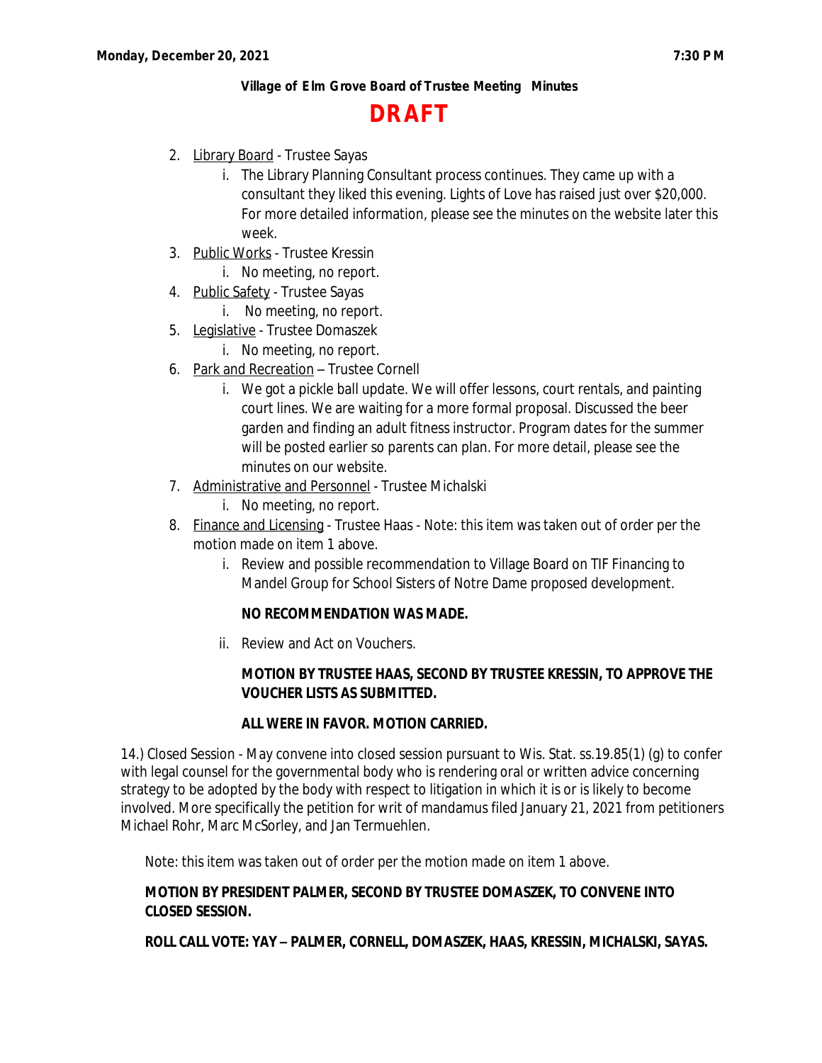Village of Elm Grove Board of Trustee Meeting Minutes

# DRAFT

2. Library Board - Trustee Sayas
   i. The Library Planning Consultant process continues. They came up with a consultant they liked this evening. Lights of Love has raised just over $20,000. For more detailed information, please see the minutes on the website later this week.
3. Public Works - Trustee Kressin
   i. No meeting, no report.
4. Public Safety - Trustee Sayas
   i. No meeting, no report.
5. Legislative - Trustee Domaszek
   i. No meeting, no report.
6. Park and Recreation – Trustee Cornell
   i. We got a pickle ball update. We will offer lessons, court rentals, and painting court lines. We are waiting for a more formal proposal. Discussed the beer garden and finding an adult fitness instructor. Program dates for the summer will be posted earlier so parents can plan. For more detail, please see the minutes on our website.
7. Administrative and Personnel - Trustee Michalski
   i. No meeting, no report.
8. Finance and Licensing - Trustee Haas - Note: this item was taken out of order per the motion made on item 1 above.
   i. Review and possible recommendation to Village Board on TIF Financing to Mandel Group for School Sisters of Notre Dame proposed development.

      **NO RECOMMENDATION WAS MADE.**

   ii. Review and Act on Vouchers.

      **MOTION BY TRUSTEE HAAS, SECOND BY TRUSTEE KRESSIN, TO APPROVE THE VOUCHER LISTS AS SUBMITTED.**

      **ALL WERE IN FAVOR. MOTION CARRIED.**

14.) Closed Session - May convene into closed session pursuant to Wis. Stat. ss.19.85(1) (g) to confer with legal counsel for the governmental body who is rendering oral or written advice concerning strategy to be adopted by the body with respect to litigation in which it is or is likely to become involved. More specifically the petition for writ of mandamus filed January 21, 2021 from petitioners Michael Rohr, Marc McSorley, and Jan Termuehlen.

Note: this item was taken out of order per the motion made on item 1 above.

**MOTION BY PRESIDENT PALMER, SECOND BY TRUSTEE DOMASZEK, TO CONVENE INTO CLOSED SESSION.**

**ROLL CALL VOTE: YAY – PALMER, CORNELL, DOMASZEK, HAAS, KRESSIN, MICHALSKI, SAYAS.**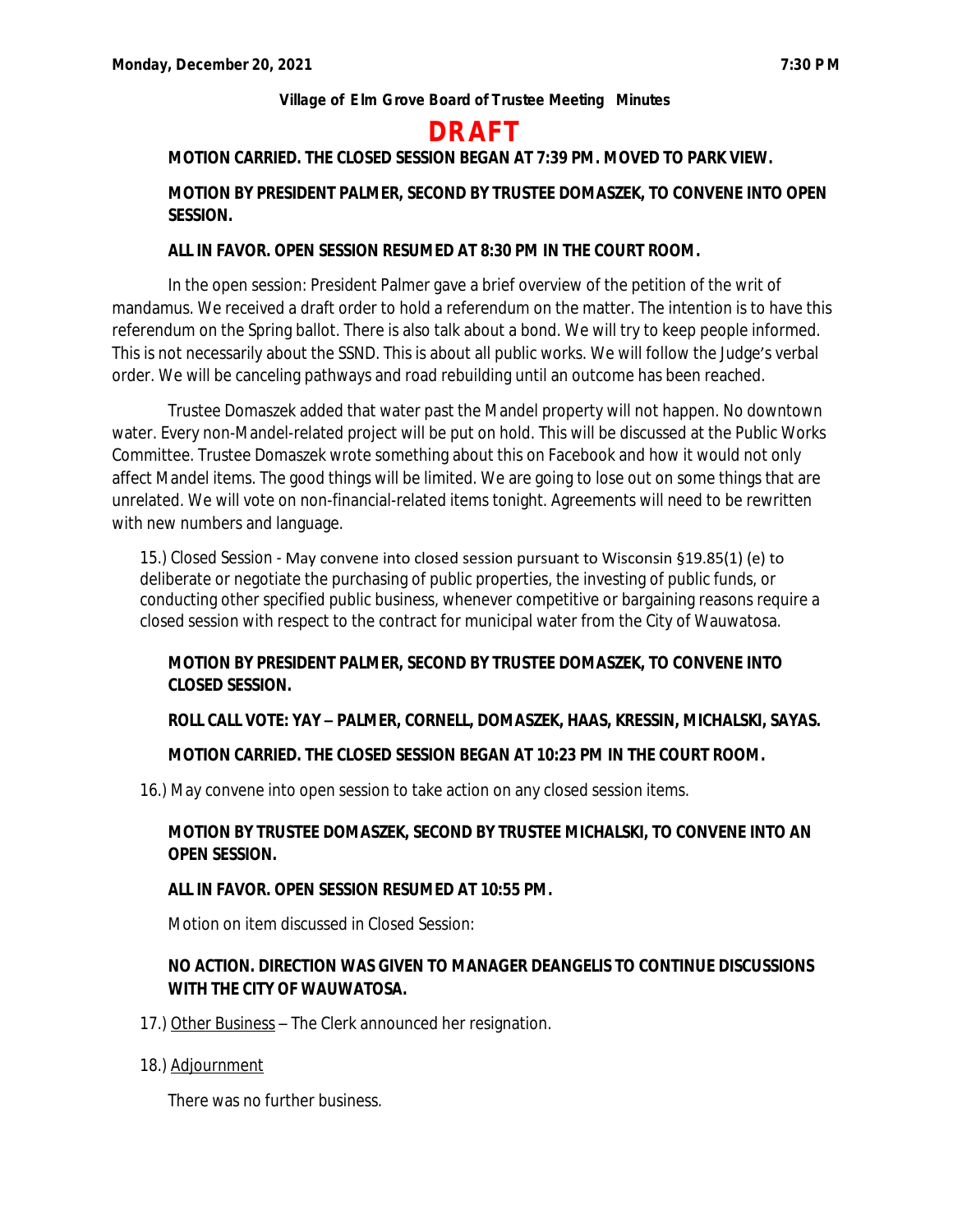**Village of Elm Grove Board of Trustee Meeting Minutes**

# DRAFT

**MOTION CARRIED. THE CLOSED SESSION BEGAN AT 7:39 PM. MOVED TO PARK VIEW.**

**MOTION BY PRESIDENT PALMER, SECOND BY TRUSTEE DOMASZEK, TO CONVENE INTO OPEN SESSION.**

**ALL IN FAVOR. OPEN SESSION RESUMED AT 8:30 PM IN THE COURT ROOM.**

In the open session: President Palmer gave a brief overview of the petition of the writ of mandamus. We received a draft order to hold a referendum on the matter. The intention is to have this referendum on the Spring ballot. There is also talk about a bond. We will try to keep people informed. This is not necessarily about the SSND. This is about all public works. We will follow the Judge's verbal order. We will be canceling pathways and road rebuilding until an outcome has been reached.

Trustee Domaszek added that water past the Mandel property will not happen. No downtown water. Every non-Mandel-related project will be put on hold. This will be discussed at the Public Works Committee. Trustee Domaszek wrote something about this on Facebook and how it would not only affect Mandel items. The good things will be limited. We are going to lose out on some things that are unrelated. We will vote on non-financial-related items tonight. Agreements will need to be rewritten with new numbers and language.

15.) Closed Session - May convene into closed session pursuant to Wisconsin §19.85(1) (e) to deliberate or negotiate the purchasing of public properties, the investing of public funds, or conducting other specified public business, whenever competitive or bargaining reasons require a closed session with respect to the contract for municipal water from the City of Wauwatosa.

**MOTION BY PRESIDENT PALMER, SECOND BY TRUSTEE DOMASZEK, TO CONVENE INTO CLOSED SESSION.**

**ROLL CALL VOTE: YAY – PALMER, CORNELL, DOMASZEK, HAAS, KRESSIN, MICHALSKI, SAYAS.**

**MOTION CARRIED. THE CLOSED SESSION BEGAN AT 10:23 PM IN THE COURT ROOM.**

16.) May convene into open session to take action on any closed session items.

**MOTION BY TRUSTEE DOMASZEK, SECOND BY TRUSTEE MICHALSKI, TO CONVENE INTO AN OPEN SESSION.**

**ALL IN FAVOR. OPEN SESSION RESUMED AT 10:55 PM.**

Motion on item discussed in Closed Session:

**NO ACTION. DIRECTION WAS GIVEN TO MANAGER DEANGELIS TO CONTINUE DISCUSSIONS WITH THE CITY OF WAUWATOSA.**

17.) Other Business – The Clerk announced her resignation.

18.) Adjournment

There was no further business.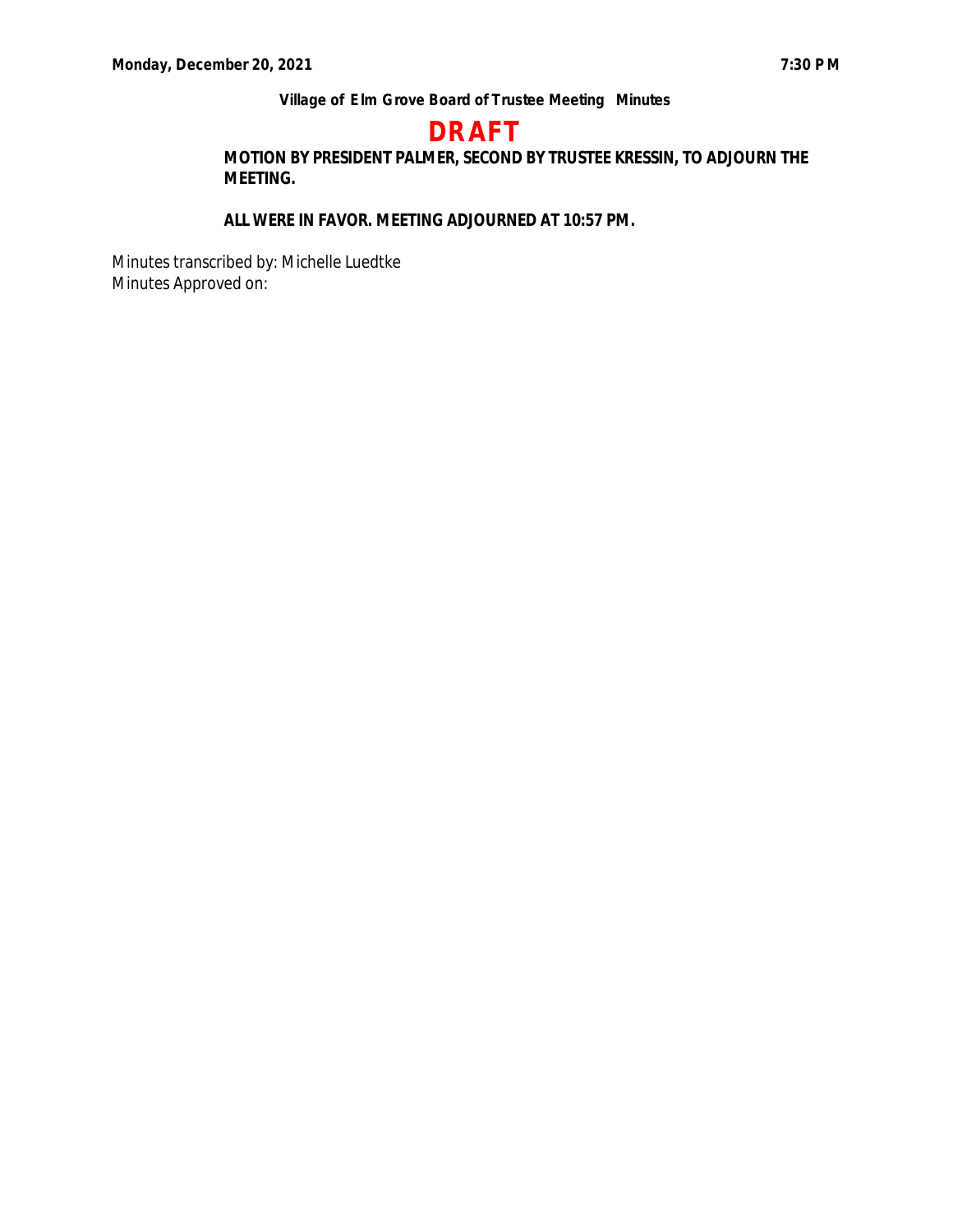**DRAFT**

**MOTION BY PRESIDENT PALMER, SECOND BY TRUSTEE KRESSIN, TO ADJOURN THE MEETING.**

**ALL WERE IN FAVOR. MEETING ADJOURNED AT 10:57 PM.**

Minutes transcribed by: Michelle Luedtke
Minutes Approved on: